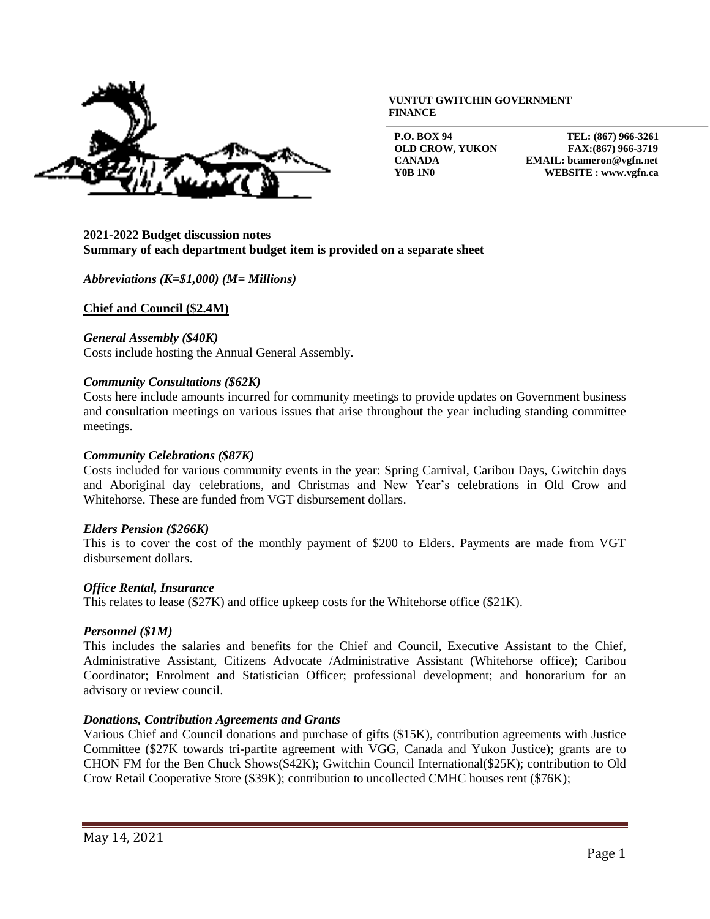**VUNTUT GWITCHIN GOVERNMENT FINANCE**

**P.O. BOX 94**
**OLD CROW, YUKON**
**CANADA**
**Y0B 1N0**

**TEL: (867) 966-3261**
**FAX:(867) 966-3719**
**EMAIL: bcameron@vgfn.net**
**WEBSITE : www.vgfn.ca**

**2021-2022 Budget discussion notes**
**Summary of each department budget item is provided on a separate sheet**

***Abbreviations (K=$1,000) (M= Millions)***

## **Chief and Council ($2.4M)**

***General Assembly ($40K)***
Costs include hosting the Annual General Assembly.

***Community Consultations ($62K)***
Costs here include amounts incurred for community meetings to provide updates on Government business and consultation meetings on various issues that arise throughout the year including standing committee meetings.

***Community Celebrations ($87K)***
Costs included for various community events in the year: Spring Carnival, Caribou Days, Gwitchin days and Aboriginal day celebrations, and Christmas and New Year's celebrations in Old Crow and Whitehorse. These are funded from VGT disbursement dollars.

***Elders Pension ($266K)***
This is to cover the cost of the monthly payment of $200 to Elders. Payments are made from VGT disbursement dollars.

***Office Rental, Insurance***
This relates to lease ($27K) and office upkeep costs for the Whitehorse office ($21K).

***Personnel ($1M)***
This includes the salaries and benefits for the Chief and Council, Executive Assistant to the Chief, Administrative Assistant, Citizens Advocate /Administrative Assistant (Whitehorse office); Caribou Coordinator; Enrolment and Statistician Officer; professional development; and honorarium for an advisory or review council.

***Donations, Contribution Agreements and Grants***
Various Chief and Council donations and purchase of gifts ($15K), contribution agreements with Justice Committee ($27K towards tri-partite agreement with VGG, Canada and Yukon Justice); grants are to CHON FM for the Ben Chuck Shows($42K); Gwitchin Council International($25K); contribution to Old Crow Retail Cooperative Store ($39K); contribution to uncollected CMHC houses rent ($76K);

May 14, 2021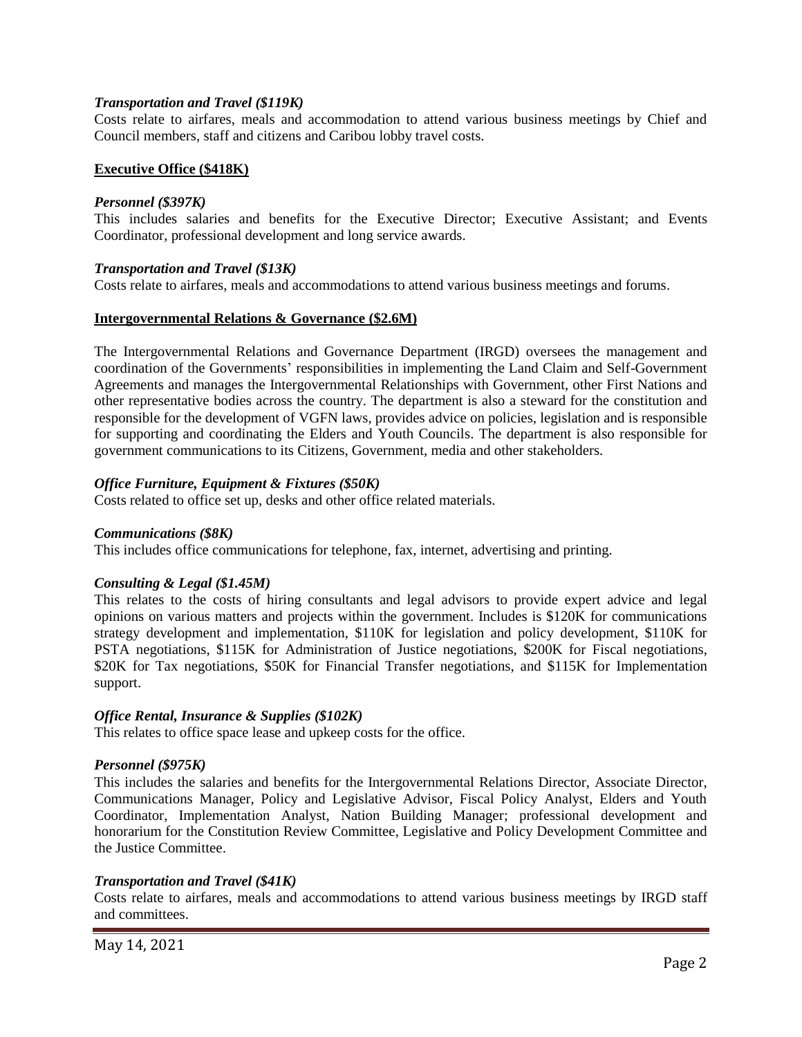***Transportation and Travel ($119K)***

Costs relate to airfares, meals and accommodation to attend various business meetings by Chief and Council members, staff and citizens and Caribou lobby travel costs.

**Executive Office ($418K)**

***Personnel ($397K)***

This includes salaries and benefits for the Executive Director; Executive Assistant; and Events Coordinator, professional development and long service awards.

***Transportation and Travel ($13K)***

Costs relate to airfares, meals and accommodations to attend various business meetings and forums.

**Intergovernmental Relations & Governance ($2.6M)**

The Intergovernmental Relations and Governance Department (IRGD) oversees the management and coordination of the Governments' responsibilities in implementing the Land Claim and Self-Government Agreements and manages the Intergovernmental Relationships with Government, other First Nations and other representative bodies across the country. The department is also a steward for the constitution and responsible for the development of VGFN laws, provides advice on policies, legislation and is responsible for supporting and coordinating the Elders and Youth Councils. The department is also responsible for government communications to its Citizens, Government, media and other stakeholders.

***Office Furniture, Equipment & Fixtures ($50K)***

Costs related to office set up, desks and other office related materials.

***Communications ($8K)***

This includes office communications for telephone, fax, internet, advertising and printing.

***Consulting & Legal ($1.45M)***

This relates to the costs of hiring consultants and legal advisors to provide expert advice and legal opinions on various matters and projects within the government. Includes is $120K for communications strategy development and implementation, $110K for legislation and policy development, $110K for PSTA negotiations, $115K for Administration of Justice negotiations, $200K for Fiscal negotiations, $20K for Tax negotiations, $50K for Financial Transfer negotiations, and $115K for Implementation support.

***Office Rental, Insurance & Supplies ($102K)***

This relates to office space lease and upkeep costs for the office.

***Personnel ($975K)***

This includes the salaries and benefits for the Intergovernmental Relations Director, Associate Director, Communications Manager, Policy and Legislative Advisor, Fiscal Policy Analyst, Elders and Youth Coordinator, Implementation Analyst, Nation Building Manager; professional development and honorarium for the Constitution Review Committee, Legislative and Policy Development Committee and the Justice Committee.

***Transportation and Travel ($41K)***

Costs relate to airfares, meals and accommodations to attend various business meetings by IRGD staff and committees.

May 14, 2021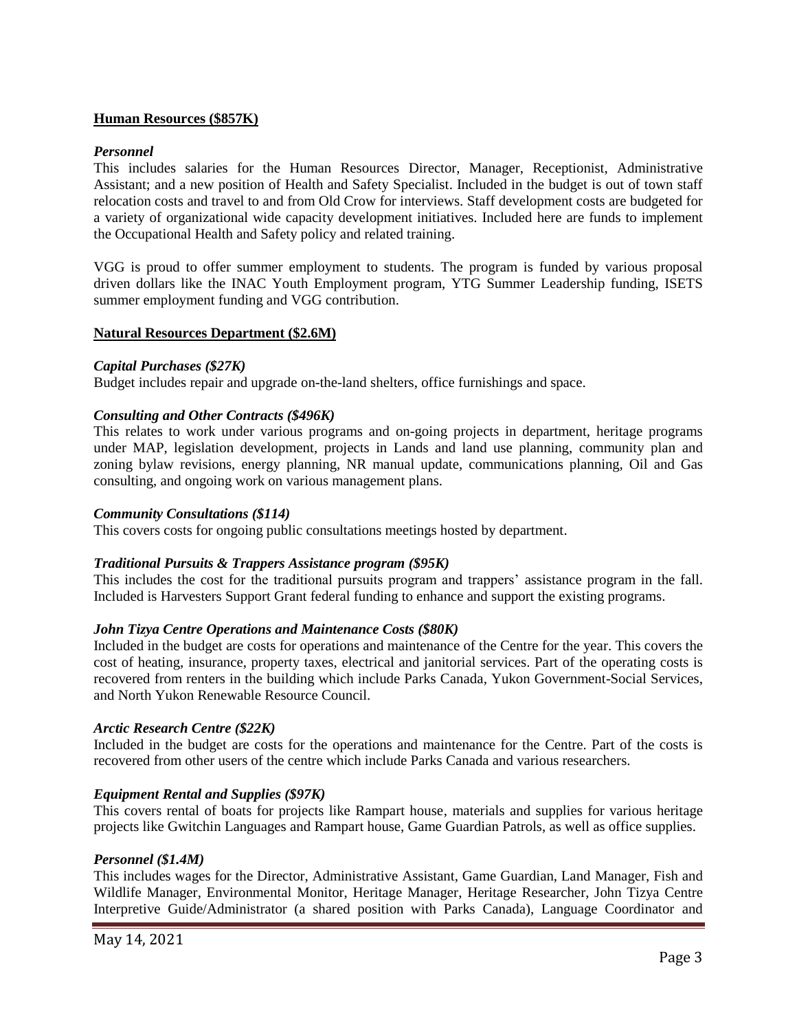**Human Resources ($857K)**

***Personnel***

This includes salaries for the Human Resources Director, Manager, Receptionist, Administrative Assistant; and a new position of Health and Safety Specialist. Included in the budget is out of town staff relocation costs and travel to and from Old Crow for interviews. Staff development costs are budgeted for a variety of organizational wide capacity development initiatives. Included here are funds to implement the Occupational Health and Safety policy and related training.

VGG is proud to offer summer employment to students. The program is funded by various proposal driven dollars like the INAC Youth Employment program, YTG Summer Leadership funding, ISETS summer employment funding and VGG contribution.

**Natural Resources Department ($2.6M)**

***Capital Purchases ($27K)***

Budget includes repair and upgrade on-the-land shelters, office furnishings and space.

***Consulting and Other Contracts ($496K)***

This relates to work under various programs and on-going projects in department, heritage programs under MAP, legislation development, projects in Lands and land use planning, community plan and zoning bylaw revisions, energy planning, NR manual update, communications planning, Oil and Gas consulting, and ongoing work on various management plans.

***Community Consultations ($114)***

This covers costs for ongoing public consultations meetings hosted by department.

***Traditional Pursuits & Trappers Assistance program ($95K)***

This includes the cost for the traditional pursuits program and trappers' assistance program in the fall. Included is Harvesters Support Grant federal funding to enhance and support the existing programs.

***John Tizya Centre Operations and Maintenance Costs ($80K)***

Included in the budget are costs for operations and maintenance of the Centre for the year. This covers the cost of heating, insurance, property taxes, electrical and janitorial services. Part of the operating costs is recovered from renters in the building which include Parks Canada, Yukon Government-Social Services, and North Yukon Renewable Resource Council.

***Arctic Research Centre ($22K)***

Included in the budget are costs for the operations and maintenance for the Centre. Part of the costs is recovered from other users of the centre which include Parks Canada and various researchers.

***Equipment Rental and Supplies ($97K)***

This covers rental of boats for projects like Rampart house, materials and supplies for various heritage projects like Gwitchin Languages and Rampart house, Game Guardian Patrols, as well as office supplies.

***Personnel ($1.4M)***

This includes wages for the Director, Administrative Assistant, Game Guardian, Land Manager, Fish and Wildlife Manager, Environmental Monitor, Heritage Manager, Heritage Researcher, John Tizya Centre Interpretive Guide/Administrator (a shared position with Parks Canada), Language Coordinator and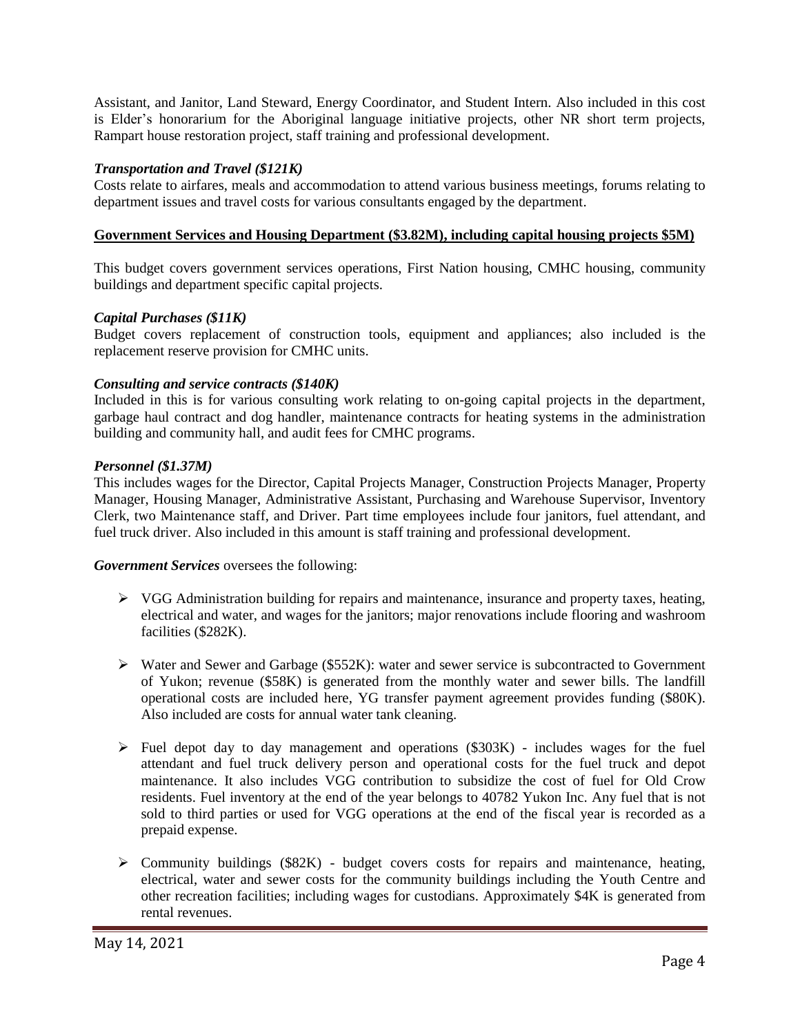Assistant, and Janitor, Land Steward, Energy Coordinator, and Student Intern. Also included in this cost is Elder's honorarium for the Aboriginal language initiative projects, other NR short term projects, Rampart house restoration project, staff training and professional development.

***Transportation and Travel ($121K)***

Costs relate to airfares, meals and accommodation to attend various business meetings, forums relating to department issues and travel costs for various consultants engaged by the department.

**Government Services and Housing Department ($3.82M), including capital housing projects $5M)**

This budget covers government services operations, First Nation housing, CMHC housing, community buildings and department specific capital projects.

***Capital Purchases ($11K)***

Budget covers replacement of construction tools, equipment and appliances; also included is the replacement reserve provision for CMHC units.

***Consulting and service contracts ($140K)***

Included in this is for various consulting work relating to on-going capital projects in the department, garbage haul contract and dog handler, maintenance contracts for heating systems in the administration building and community hall, and audit fees for CMHC programs.

***Personnel ($1.37M)***

This includes wages for the Director, Capital Projects Manager, Construction Projects Manager, Property Manager, Housing Manager, Administrative Assistant, Purchasing and Warehouse Supervisor, Inventory Clerk, two Maintenance staff, and Driver. Part time employees include four janitors, fuel attendant, and fuel truck driver. Also included in this amount is staff training and professional development.

***Government Services*** oversees the following:

- VGG Administration building for repairs and maintenance, insurance and property taxes, heating, electrical and water, and wages for the janitors; major renovations include flooring and washroom facilities ($282K).
- Water and Sewer and Garbage ($552K): water and sewer service is subcontracted to Government of Yukon; revenue ($58K) is generated from the monthly water and sewer bills. The landfill operational costs are included here, YG transfer payment agreement provides funding ($80K). Also included are costs for annual water tank cleaning.
- Fuel depot day to day management and operations ($303K) - includes wages for the fuel attendant and fuel truck delivery person and operational costs for the fuel truck and depot maintenance. It also includes VGG contribution to subsidize the cost of fuel for Old Crow residents. Fuel inventory at the end of the year belongs to 40782 Yukon Inc. Any fuel that is not sold to third parties or used for VGG operations at the end of the fiscal year is recorded as a prepaid expense.
- Community buildings ($82K) - budget covers costs for repairs and maintenance, heating, electrical, water and sewer costs for the community buildings including the Youth Centre and other recreation facilities; including wages for custodians. Approximately $4K is generated from rental revenues.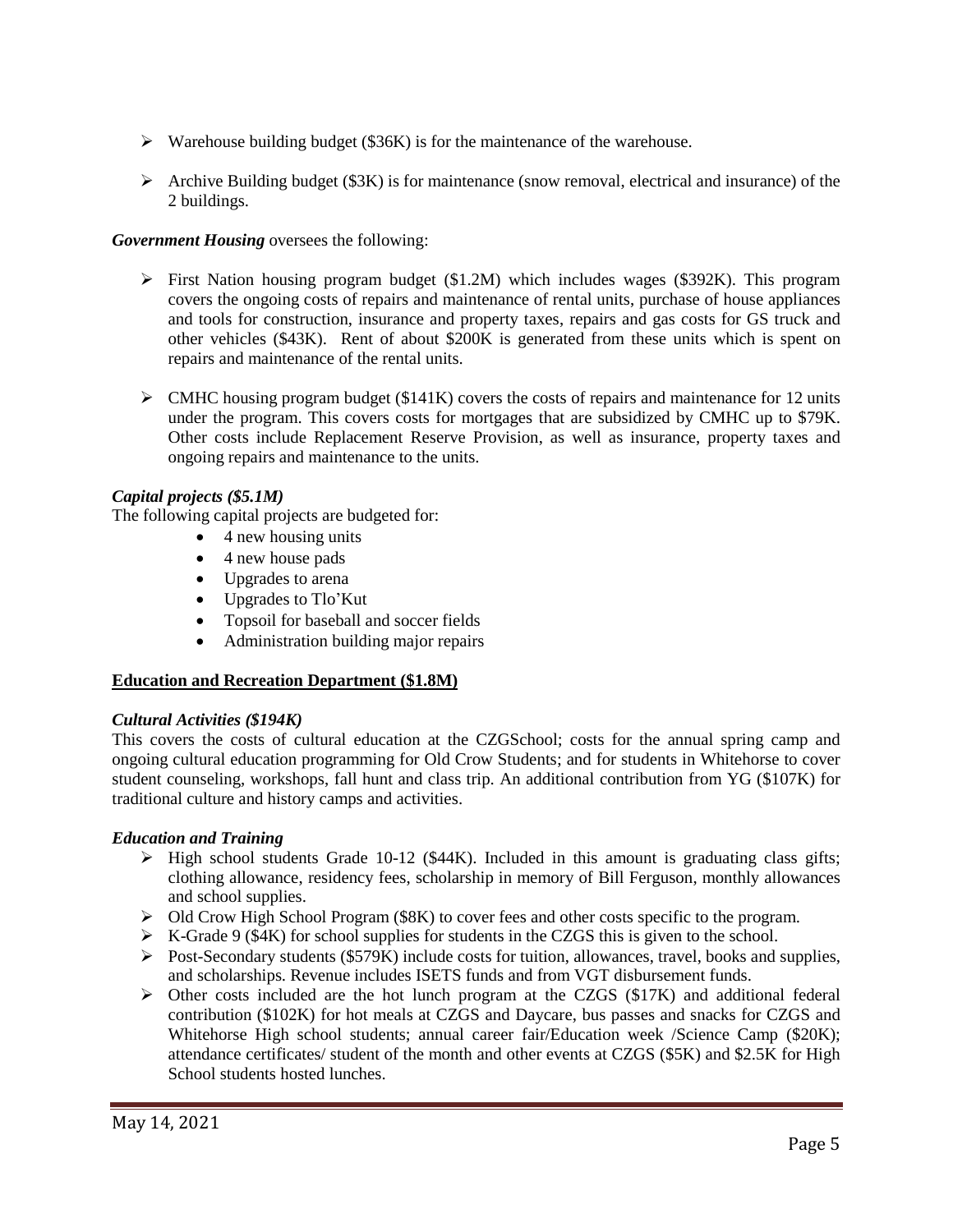- Warehouse building budget ($36K) is for the maintenance of the warehouse.
- Archive Building budget ($3K) is for maintenance (snow removal, electrical and insurance) of the 2 buildings.

***Government Housing*** oversees the following:

- First Nation housing program budget ($1.2M) which includes wages ($392K). This program covers the ongoing costs of repairs and maintenance of rental units, purchase of house appliances and tools for construction, insurance and property taxes, repairs and gas costs for GS truck and other vehicles ($43K). Rent of about $200K is generated from these units which is spent on repairs and maintenance of the rental units.
- CMHC housing program budget ($141K) covers the costs of repairs and maintenance for 12 units under the program. This covers costs for mortgages that are subsidized by CMHC up to $79K. Other costs include Replacement Reserve Provision, as well as insurance, property taxes and ongoing repairs and maintenance to the units.

***Capital projects ($5.1M)***

The following capital projects are budgeted for:

- 4 new housing units
- 4 new house pads
- Upgrades to arena
- Upgrades to Tlo'Kut
- Topsoil for baseball and soccer fields
- Administration building major repairs

**Education and Recreation Department ($1.8M)**

***Cultural Activities ($194K)***

This covers the costs of cultural education at the CZGSchool; costs for the annual spring camp and ongoing cultural education programming for Old Crow Students; and for students in Whitehorse to cover student counseling, workshops, fall hunt and class trip. An additional contribution from YG ($107K) for traditional culture and history camps and activities.

***Education and Training***

- High school students Grade 10-12 ($44K). Included in this amount is graduating class gifts; clothing allowance, residency fees, scholarship in memory of Bill Ferguson, monthly allowances and school supplies.
- Old Crow High School Program ($8K) to cover fees and other costs specific to the program.
- K-Grade 9 ($4K) for school supplies for students in the CZGS this is given to the school.
- Post-Secondary students ($579K) include costs for tuition, allowances, travel, books and supplies, and scholarships. Revenue includes ISETS funds and from VGT disbursement funds.
- Other costs included are the hot lunch program at the CZGS ($17K) and additional federal contribution ($102K) for hot meals at CZGS and Daycare, bus passes and snacks for CZGS and Whitehorse High school students; annual career fair/Education week /Science Camp ($20K); attendance certificates/ student of the month and other events at CZGS ($5K) and $2.5K for High School students hosted lunches.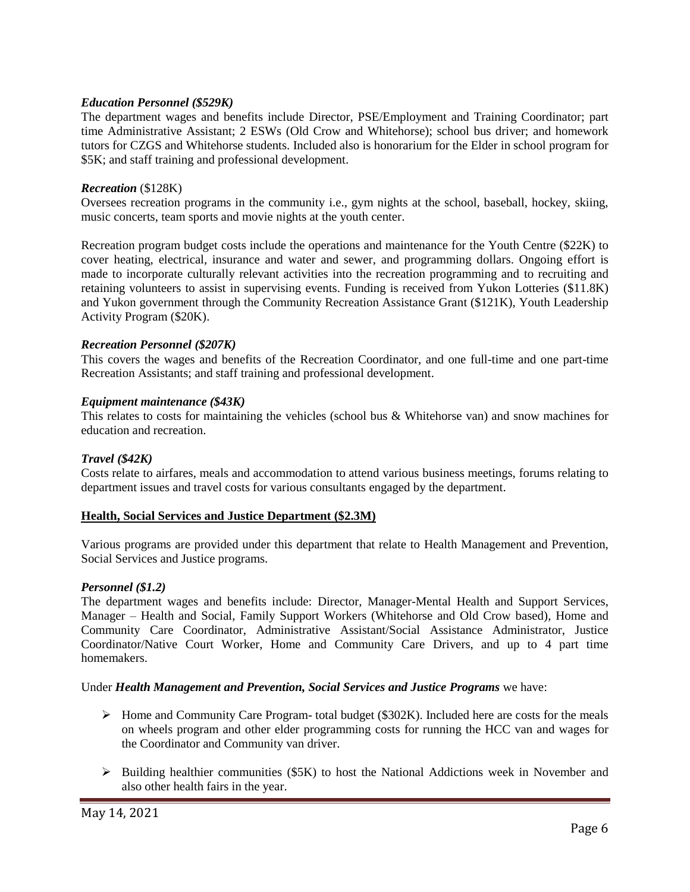*Education Personnel ($529K)*

The department wages and benefits include Director, PSE/Employment and Training Coordinator; part time Administrative Assistant; 2 ESWs (Old Crow and Whitehorse); school bus driver; and homework tutors for CZGS and Whitehorse students. Included also is honorarium for the Elder in school program for $5K; and staff training and professional development.

***Recreation*** ($128K)

Oversees recreation programs in the community i.e., gym nights at the school, baseball, hockey, skiing, music concerts, team sports and movie nights at the youth center.

Recreation program budget costs include the operations and maintenance for the Youth Centre ($22K) to cover heating, electrical, insurance and water and sewer, and programming dollars. Ongoing effort is made to incorporate culturally relevant activities into the recreation programming and to recruiting and retaining volunteers to assist in supervising events. Funding is received from Yukon Lotteries ($11.8K) and Yukon government through the Community Recreation Assistance Grant ($121K), Youth Leadership Activity Program ($20K).

*Recreation Personnel ($207K)*

This covers the wages and benefits of the Recreation Coordinator, and one full-time and one part-time Recreation Assistants; and staff training and professional development.

*Equipment maintenance ($43K)*

This relates to costs for maintaining the vehicles (school bus & Whitehorse van) and snow machines for education and recreation.

*Travel ($42K)*

Costs relate to airfares, meals and accommodation to attend various business meetings, forums relating to department issues and travel costs for various consultants engaged by the department.

**Health, Social Services and Justice Department ($2.3M)**

Various programs are provided under this department that relate to Health Management and Prevention, Social Services and Justice programs.

*Personnel ($1.2)*

The department wages and benefits include: Director, Manager-Mental Health and Support Services, Manager – Health and Social, Family Support Workers (Whitehorse and Old Crow based), Home and Community Care Coordinator, Administrative Assistant/Social Assistance Administrator, Justice Coordinator/Native Court Worker, Home and Community Care Drivers, and up to 4 part time homemakers.

Under ***Health Management and Prevention, Social Services and Justice Programs*** we have:

- Home and Community Care Program- total budget ($302K). Included here are costs for the meals on wheels program and other elder programming costs for running the HCC van and wages for the Coordinator and Community van driver.
- Building healthier communities ($5K) to host the National Addictions week in November and also other health fairs in the year.

May 14, 2021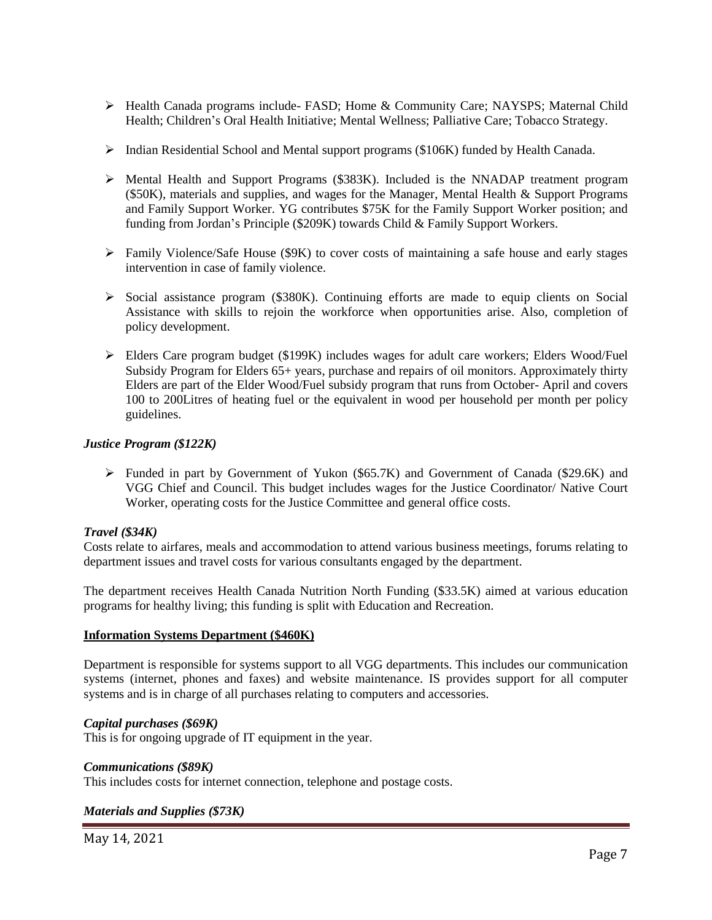- Health Canada programs include- FASD; Home & Community Care; NAYSPS; Maternal Child Health; Children's Oral Health Initiative; Mental Wellness; Palliative Care; Tobacco Strategy.
- Indian Residential School and Mental support programs ($106K) funded by Health Canada.
- Mental Health and Support Programs ($383K). Included is the NNADAP treatment program ($50K), materials and supplies, and wages for the Manager, Mental Health & Support Programs and Family Support Worker. YG contributes $75K for the Family Support Worker position; and funding from Jordan's Principle ($209K) towards Child & Family Support Workers.
- Family Violence/Safe House ($9K) to cover costs of maintaining a safe house and early stages intervention in case of family violence.
- Social assistance program ($380K). Continuing efforts are made to equip clients on Social Assistance with skills to rejoin the workforce when opportunities arise. Also, completion of policy development.
- Elders Care program budget ($199K) includes wages for adult care workers; Elders Wood/Fuel Subsidy Program for Elders 65+ years, purchase and repairs of oil monitors. Approximately thirty Elders are part of the Elder Wood/Fuel subsidy program that runs from October- April and covers 100 to 200Litres of heating fuel or the equivalent in wood per household per month per policy guidelines.

***Justice Program ($122K)***

- Funded in part by Government of Yukon ($65.7K) and Government of Canada ($29.6K) and VGG Chief and Council. This budget includes wages for the Justice Coordinator/ Native Court Worker, operating costs for the Justice Committee and general office costs.

***Travel ($34K)***
Costs relate to airfares, meals and accommodation to attend various business meetings, forums relating to department issues and travel costs for various consultants engaged by the department.

The department receives Health Canada Nutrition North Funding ($33.5K) aimed at various education programs for healthy living; this funding is split with Education and Recreation.

**Information Systems Department ($460K)**

Department is responsible for systems support to all VGG departments. This includes our communication systems (internet, phones and faxes) and website maintenance. IS provides support for all computer systems and is in charge of all purchases relating to computers and accessories.

***Capital purchases ($69K)***
This is for ongoing upgrade of IT equipment in the year.

***Communications ($89K)***
This includes costs for internet connection, telephone and postage costs.

***Materials and Supplies ($73K)***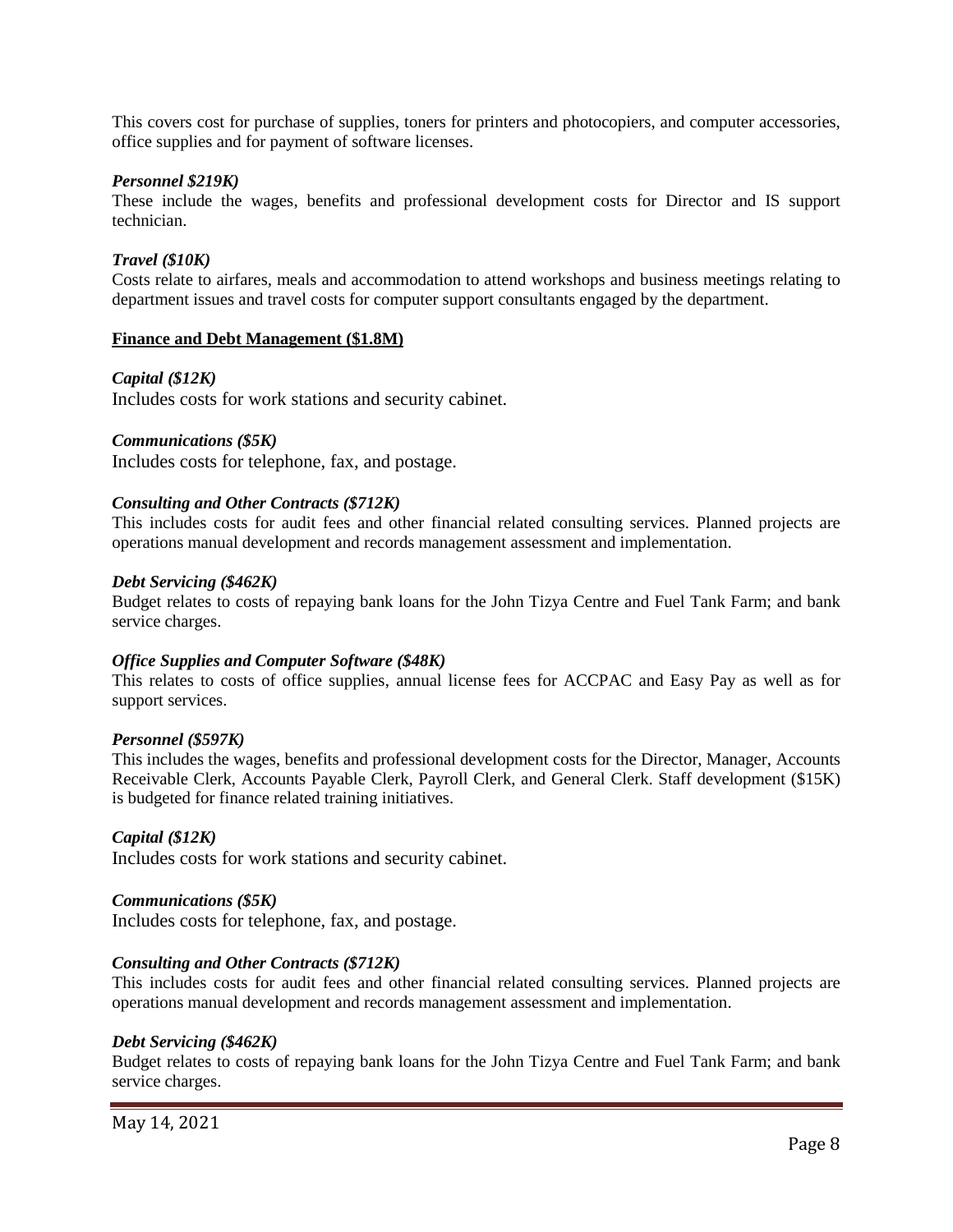This covers cost for purchase of supplies, toners for printers and photocopiers, and computer accessories, office supplies and for payment of software licenses.

***Personnel $219K)***

These include the wages, benefits and professional development costs for Director and IS support technician.

***Travel ($10K)***

Costs relate to airfares, meals and accommodation to attend workshops and business meetings relating to department issues and travel costs for computer support consultants engaged by the department.

**Finance and Debt Management ($1.8M)**

***Capital ($12K)***

Includes costs for work stations and security cabinet.

***Communications ($5K)***

Includes costs for telephone, fax, and postage.

***Consulting and Other Contracts ($712K)***

This includes costs for audit fees and other financial related consulting services. Planned projects are operations manual development and records management assessment and implementation.

***Debt Servicing ($462K)***

Budget relates to costs of repaying bank loans for the John Tizya Centre and Fuel Tank Farm; and bank service charges.

***Office Supplies and Computer Software ($48K)***

This relates to costs of office supplies, annual license fees for ACCPAC and Easy Pay as well as for support services.

***Personnel ($597K)***

This includes the wages, benefits and professional development costs for the Director, Manager, Accounts Receivable Clerk, Accounts Payable Clerk, Payroll Clerk, and General Clerk. Staff development ($15K) is budgeted for finance related training initiatives.

***Capital ($12K)***

Includes costs for work stations and security cabinet.

***Communications ($5K)***

Includes costs for telephone, fax, and postage.

***Consulting and Other Contracts ($712K)***

This includes costs for audit fees and other financial related consulting services. Planned projects are operations manual development and records management assessment and implementation.

***Debt Servicing ($462K)***

Budget relates to costs of repaying bank loans for the John Tizya Centre and Fuel Tank Farm; and bank service charges.

May 14, 2021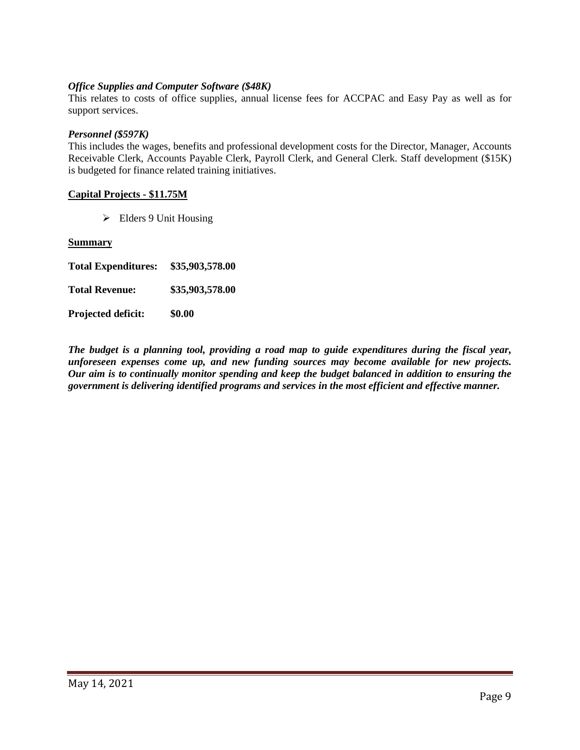***Office Supplies and Computer Software ($48K)***

This relates to costs of office supplies, annual license fees for ACCPAC and Easy Pay as well as for support services.

***Personnel ($597K)***

This includes the wages, benefits and professional development costs for the Director, Manager, Accounts Receivable Clerk, Accounts Payable Clerk, Payroll Clerk, and General Clerk. Staff development ($15K) is budgeted for finance related training initiatives.

**Capital Projects - $11.75M**

- Elders 9 Unit Housing

**Summary**

**Total Expenditures:** **$35,903,578.00**

**Total Revenue:** **$35,903,578.00**

**Projected deficit:** **$0.00**

***The budget is a planning tool, providing a road map to guide expenditures during the fiscal year, unforeseen expenses come up, and new funding sources may become available for new projects. Our aim is to continually monitor spending and keep the budget balanced in addition to ensuring the government is delivering identified programs and services in the most efficient and effective manner.***

May 14, 2021